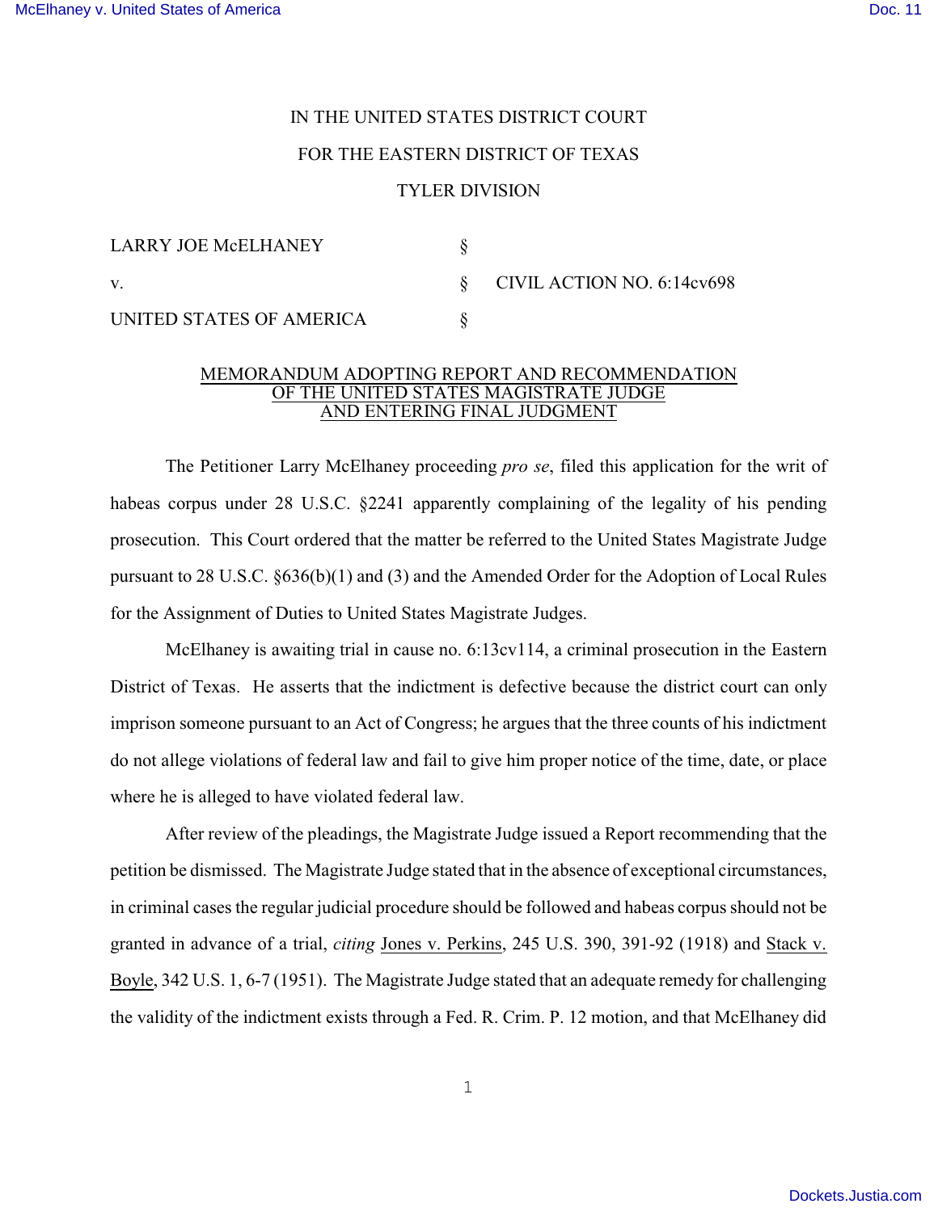IN THE UNITED STATES DISTRICT COURT

FOR THE EASTERN DISTRICT OF TEXAS

TYLER DIVISION

| | | |
|---|---|---|
| LARRY JOE McELHANEY | § | |
| v. | § | CIVIL ACTION NO. 6:14cv698 |
| UNITED STATES OF AMERICA | § | |

MEMORANDUM ADOPTING REPORT AND RECOMMENDATION OF THE UNITED STATES MAGISTRATE JUDGE AND ENTERING FINAL JUDGMENT

The Petitioner Larry McElhaney proceeding *pro se*, filed this application for the writ of habeas corpus under 28 U.S.C. §2241 apparently complaining of the legality of his pending prosecution. This Court ordered that the matter be referred to the United States Magistrate Judge pursuant to 28 U.S.C. §636(b)(1) and (3) and the Amended Order for the Adoption of Local Rules for the Assignment of Duties to United States Magistrate Judges.

McElhaney is awaiting trial in cause no. 6:13cv114, a criminal prosecution in the Eastern District of Texas. He asserts that the indictment is defective because the district court can only imprison someone pursuant to an Act of Congress; he argues that the three counts of his indictment do not allege violations of federal law and fail to give him proper notice of the time, date, or place where he is alleged to have violated federal law.

After review of the pleadings, the Magistrate Judge issued a Report recommending that the petition be dismissed. The Magistrate Judge stated that in the absence of exceptional circumstances, in criminal cases the regular judicial procedure should be followed and habeas corpus should not be granted in advance of a trial, *citing* Jones v. Perkins, 245 U.S. 390, 391-92 (1918) and Stack v. Boyle, 342 U.S. 1, 6-7 (1951). The Magistrate Judge stated that an adequate remedy for challenging the validity of the indictment exists through a Fed. R. Crim. P. 12 motion, and that McElhaney did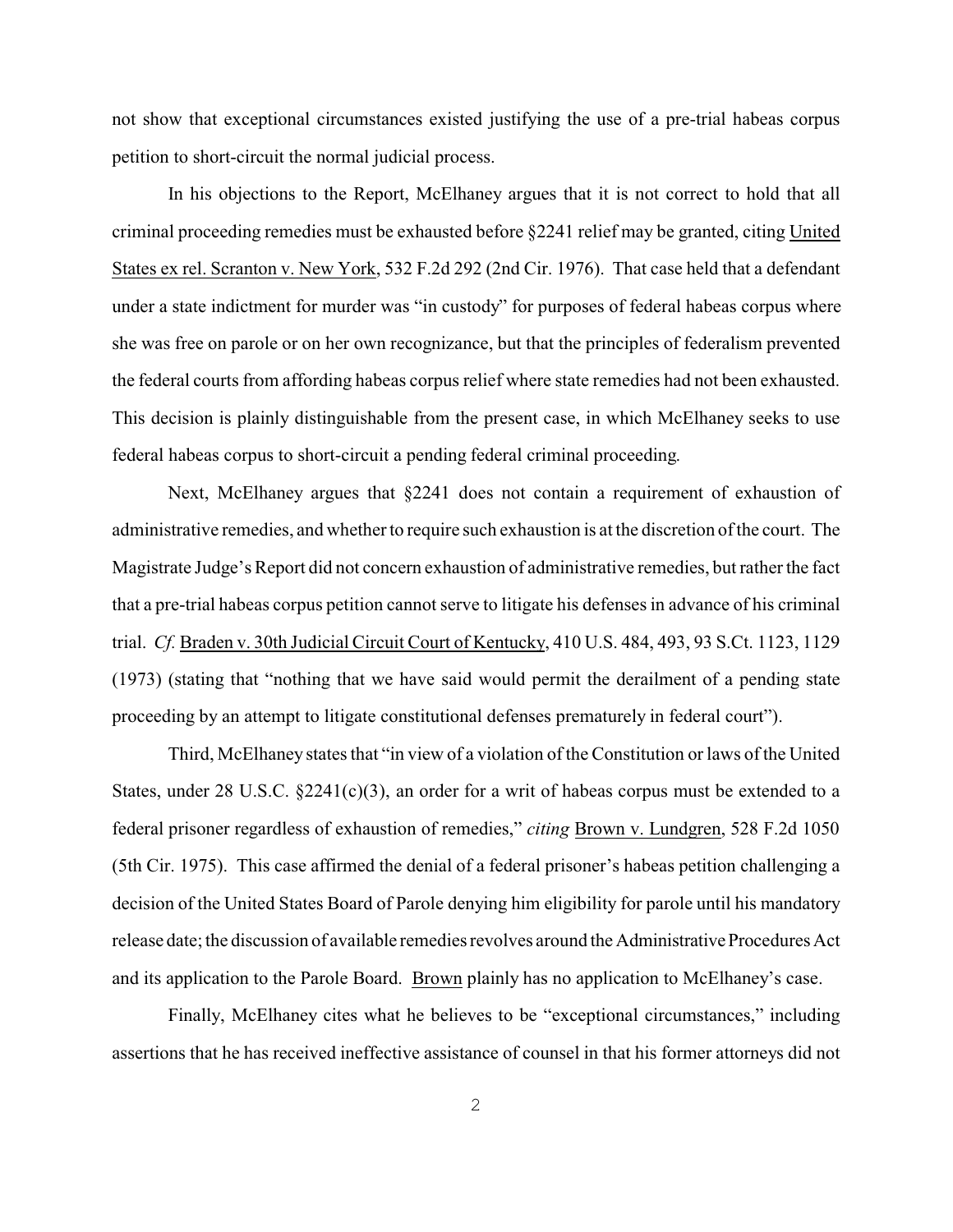not show that exceptional circumstances existed justifying the use of a pre-trial habeas corpus petition to short-circuit the normal judicial process.

In his objections to the Report, McElhaney argues that it is not correct to hold that all criminal proceeding remedies must be exhausted before §2241 relief may be granted, citing United States ex rel. Scranton v. New York, 532 F.2d 292 (2nd Cir. 1976). That case held that a defendant under a state indictment for murder was "in custody" for purposes of federal habeas corpus where she was free on parole or on her own recognizance, but that the principles of federalism prevented the federal courts from affording habeas corpus relief where state remedies had not been exhausted. This decision is plainly distinguishable from the present case, in which McElhaney seeks to use federal habeas corpus to short-circuit a pending federal criminal proceeding.

Next, McElhaney argues that §2241 does not contain a requirement of exhaustion of administrative remedies, and whether to require such exhaustion is at the discretion of the court. The Magistrate Judge's Report did not concern exhaustion of administrative remedies, but rather the fact that a pre-trial habeas corpus petition cannot serve to litigate his defenses in advance of his criminal trial. *Cf.* Braden v. 30th Judicial Circuit Court of Kentucky, 410 U.S. 484, 493, 93 S.Ct. 1123, 1129 (1973) (stating that "nothing that we have said would permit the derailment of a pending state proceeding by an attempt to litigate constitutional defenses prematurely in federal court").

Third, McElhaney states that "in view of a violation of the Constitution or laws of the United States, under 28 U.S.C. §2241(c)(3), an order for a writ of habeas corpus must be extended to a federal prisoner regardless of exhaustion of remedies," *citing* Brown v. Lundgren, 528 F.2d 1050 (5th Cir. 1975). This case affirmed the denial of a federal prisoner's habeas petition challenging a decision of the United States Board of Parole denying him eligibility for parole until his mandatory release date; the discussion of available remedies revolves around the Administrative Procedures Act and its application to the Parole Board. Brown plainly has no application to McElhaney's case.

Finally, McElhaney cites what he believes to be "exceptional circumstances," including assertions that he has received ineffective assistance of counsel in that his former attorneys did not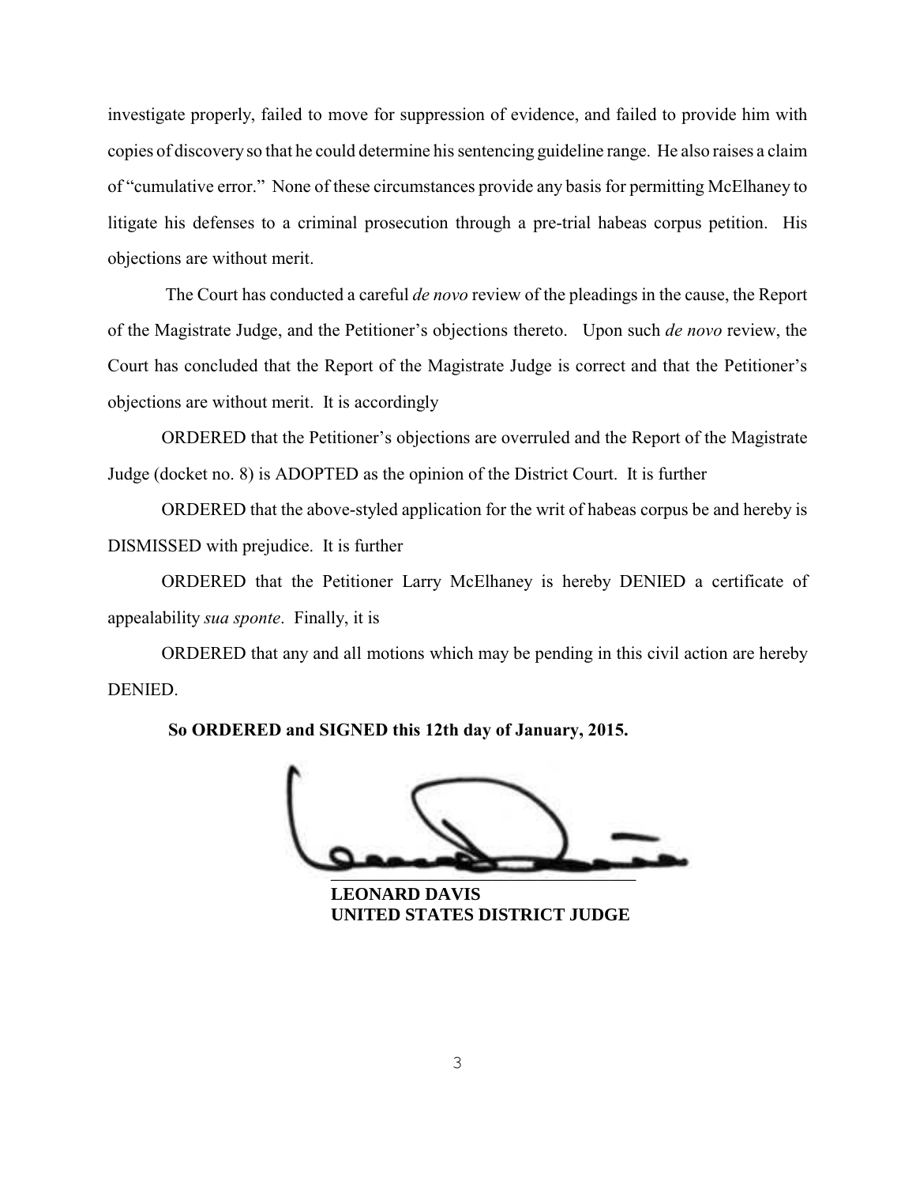investigate properly, failed to move for suppression of evidence, and failed to provide him with copies of discovery so that he could determine his sentencing guideline range. He also raises a claim of "cumulative error." None of these circumstances provide any basis for permitting McElhaney to litigate his defenses to a criminal prosecution through a pre-trial habeas corpus petition. His objections are without merit.

The Court has conducted a careful *de novo* review of the pleadings in the cause, the Report of the Magistrate Judge, and the Petitioner's objections thereto. Upon such *de novo* review, the Court has concluded that the Report of the Magistrate Judge is correct and that the Petitioner's objections are without merit. It is accordingly

ORDERED that the Petitioner's objections are overruled and the Report of the Magistrate Judge (docket no. 8) is ADOPTED as the opinion of the District Court. It is further

ORDERED that the above-styled application for the writ of habeas corpus be and hereby is DISMISSED with prejudice. It is further

ORDERED that the Petitioner Larry McElhaney is hereby DENIED a certificate of appealability *sua sponte*. Finally, it is

ORDERED that any and all motions which may be pending in this civil action are hereby DENIED.

**So ORDERED and SIGNED this 12th day of January, 2015.**

**LEONARD DAVIS**
**UNITED STATES DISTRICT JUDGE**